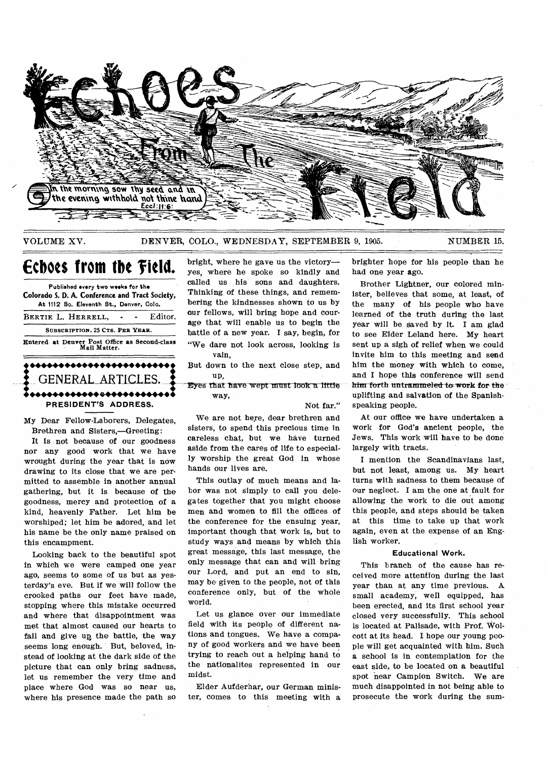# Echoes From The Field

In the morning sow thy seed and in the evening withhold not thine hand. Eccl. 11:6.

VOLUME XV. DENVER, COLO., WEDNESDAY, SEPTEMBER 9, 1905. NUMBER 15.

## Echoes from the Field.

Published every two weeks for the Colorado S. D. A. Conference and Tract Society, At 1112 So. Eleventh St., Denver, Colo.

BERTIE L. HERRELL, - - Editor.

SUBSCRIPTION, 25 CTS. PER YEAR.

Entered at Denver Post Office as Second-class Mail Matter.

## GENERAL ARTICLES.

### PRESIDENT'S ADDRESS.

My Dear Fellow-Laborers, Delegates, Brethren and Sisters,—Greeting:

It is not because of our goodness nor any good work that we have wrought during the year that is now drawing to its close that we are permitted to assemble in another annual gathering, but it is because of the goodness, mercy and protection of a kind, heavenly Father. Let him be worshiped; let him be adored, and let his name be the only name praised on this encampment.

Looking back to the beautiful spot in which we were camped one year ago, seems to some of us but as yesterday's eve. But if we will follow the crooked paths our feet have made, stopping where this mistake occurred and where that disappointment was met that almost caused our hearts to fail and give up the battle, the way seems long enough. But, beloved, instead of looking at the dark side of the picture that can only bring sadness, let us remember the very time and place where God was so near us, where his presence made the path so bright, where he gave us the victory—yes, where he spoke so kindly and called us his sons and daughters. Thinking of these things, and remembering the kindnesses shown to us by our fellows, will bring hope and courage that will enable us to begin the battle of a new year. I say, begin, for

"We dare not look across, looking is vain,
But down to the next close step, and up,
Eyes that have wept must look a little way,
Not far."

We are not here, dear brethren and sisters, to spend this precious time in careless chat, but we have turned aside from the cares of life to especially worship the great God in whose hands our lives are.

This outlay of much means and labor was not simply to call you delegates together that you might choose men and women to fill the offices of the conference for the ensuing year, important though that work is, but to study ways and means by which this great message, this last message, the only message that can and will bring our Lord, and put an end to sin, may be given to the people, not of this conference only, but of the whole world.

Let us glance over our immediate field with its people of different nations and tongues. We have a company of good workers and we have been trying to reach out a helping hand to the nationalites represented in our midst.

Elder Aufderhar, our German minister, comes to this meeting with a brighter hope for his people than he had one year ago.

Brother Lightner, our colored minister, believes that some, at least, of the many of his people who have learned of the truth during the last year will be saved by it. I am glad to see Elder Leland here. My heart sent up a sigh of relief when we could invite him to this meeting and send him the money with which to come, and I hope this conference will send him forth untrammeled to work for the uplifting and salvation of the Spanish-speaking people.

At our office we have undertaken a work for God's ancient people, the Jews. This work will have to be done largely with tracts.

I mention the Scandinavians last, but not least, among us. My heart turns with sadness to them because of our neglect. I am the one at fault for allowing the work to die out among this people, and steps should be taken at this time to take up that work again, even at the expense of an English worker.

#### Educational Work.

This branch of the cause has received more attention during the last year than at any time previous. A small academy, well equipped, has been erected, and its first school year closed very successfully. This school is located at Palisade, with Prof. Wolcott at its head. I hope our young people will get acquainted with him. Such a school is in contemplation for the east side, to be located on a beautiful spot near Campion Switch. We are much disappointed in not being able to prosecute the work during the sum-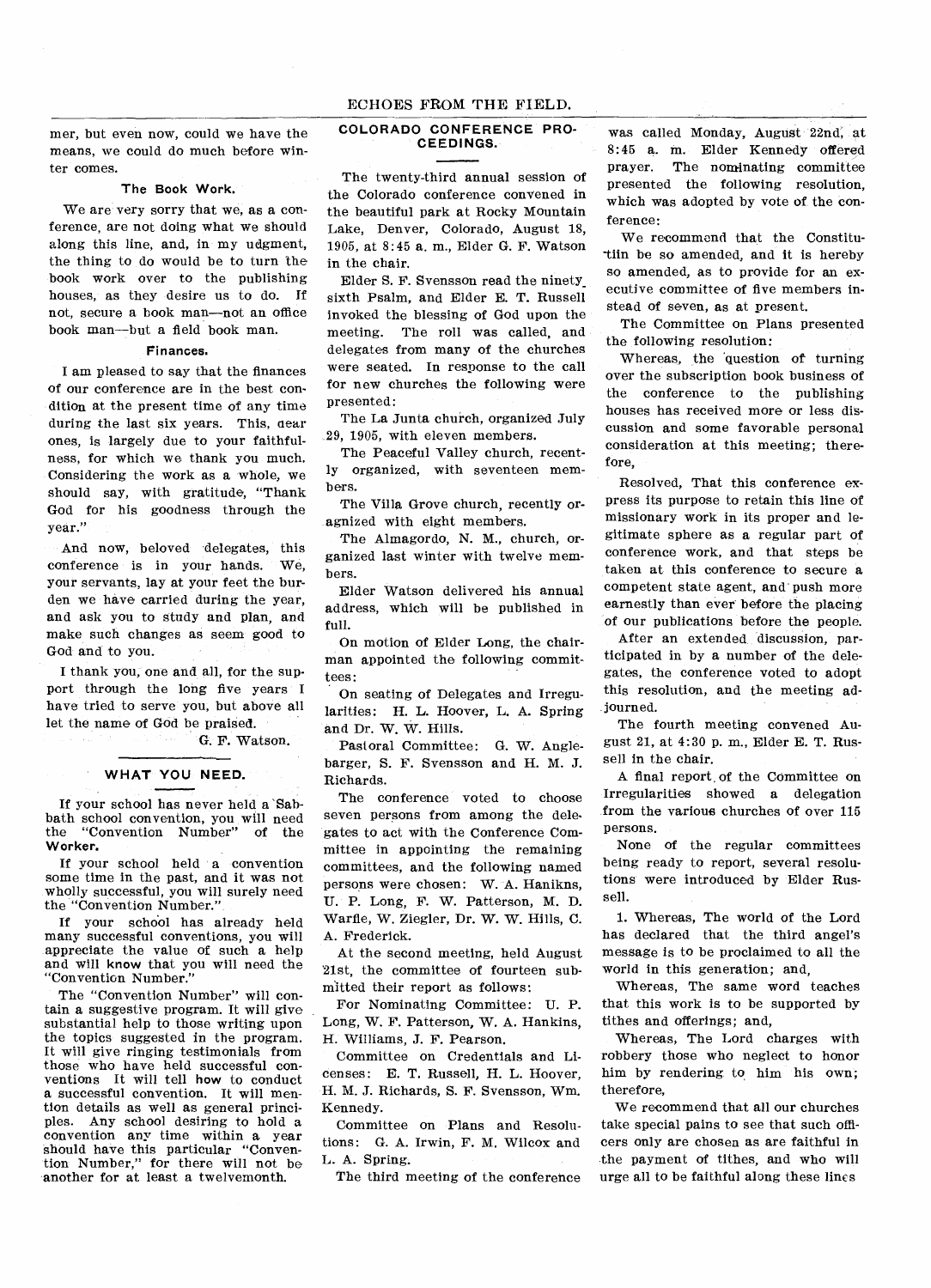mer, but even now, could we have the means, we could do much before winter comes.

### The Book Work.

We are very sorry that we, as a conference, are not doing what we should along this line, and, in my udgment, the thing to do would be to turn the book work over to the publishing houses, as they desire us to do. If not, secure a book man—not an office book man—but a field book man.

### Finances.

I am pleased to say that the finances of our conference are in the best condition at the present time of any time during the last six years. This, dear ones, is largely due to your faithfulness, for which we thank you much. Considering the work as a whole, we should say, with gratitude, "Thank God for his goodness through the year."

And now, beloved delegates, this conference is in your hands. We, your servants, lay at your feet the burden we have carried during the year, and ask you to study and plan, and make such changes as seem good to God and to you.

I thank you, one and all, for the support through the long five years I have tried to serve you, but above all let the name of God be praised.

G. F. Watson.

## WHAT YOU NEED.

If your school has never held a Sabbath school convention, you will need the "Convention Number" of the **Worker.**

If your school held a convention some time in the past, and it was not wholly successful, you will surely need the "Convention Number."

If your school has already held many successful conventions, you will appreciate the value of such a help and will know that you will need the "Convention Number."

The "Convention Number" will contain a suggestive program. It will give substantial help to those writing upon the topics suggested in the program. It will give ringing testimonials from those who have held successful conventions It will tell how to conduct a successful convention. It will mention details as well as general principles. Any school desiring to hold a convention any time within a year should have this particular "Convention Number," for there will not be another for at least a twelvemonth.

## COLORADO CONFERENCE PROCEEDINGS.

The twenty-third annual session of the Colorado conference convened in the beautiful park at Rocky Mountain Lake, Denver, Colorado, August 18, 1905, at 8:45 a. m., Elder G. F. Watson in the chair.

Elder S. F. Svensson read the ninety-sixth Psalm, and Elder E. T. Russell invoked the blessing of God upon the meeting. The roll was called, and delegates from many of the churches were seated. In response to the call for new churches the following were presented:

The La Junta church, organized July 29, 1905, with eleven members.

The Peaceful Valley church, recently organized, with seventeen members.

The Villa Grove church, recently organized with eight members.

The Almagordo, N. M., church, organized last winter with twelve members.

Elder Watson delivered his annual address, which will be published in full.

On motion of Elder Long, the chairman appointed the following committees:

On seating of Delegates and Irregularities: H. L. Hoover, L. A. Spring and Dr. W. W. Hills.

Pastoral Committee: G. W. Anglebarger, S. F. Svensson and H. M. J. Richards.

The conference voted to choose seven persons from among the delegates to act with the Conference Committee in appointing the remaining committees, and the following named persons were chosen: W. A. Hanikns, U. P. Long, F. W. Patterson, M. D. Warfle, W. Ziegler, Dr. W. W. Hills, C. A. Frederick.

At the second meeting, held August 21st, the committee of fourteen submitted their report as follows:

For Nominating Committee: U. P. Long, W. F. Patterson, W. A. Hankins, H. Williams, J. F. Pearson.

Committee on Credentials and Licenses: E. T. Russell, H. L. Hoover, H. M. J. Richards, S. F. Svensson, Wm. Kennedy.

Committee on Plans and Resolutions: G. A. Irwin, F. M. Wilcox and L. A. Spring.

The third meeting of the conference was called Monday, August 22nd, at 8:45 a. m. Elder Kennedy offered prayer. The nominating committee presented the following resolution, which was adopted by vote of the conference:

We recommend that the Constitution be so amended, and it is hereby so amended, as to provide for an executive committee of five members instead of seven, as at present.

The Committee on Plans presented the following resolution:

Whereas, the question of turning over the subscription book business of the conference to the publishing houses has received more or less discussion and some favorable personal consideration at this meeting; therefore,

Resolved, That this conference express its purpose to retain this line of missionary work in its proper and legitimate sphere as a regular part of conference work, and that steps be taken at this conference to secure a competent state agent, and push more earnestly than ever before the placing of our publications before the people.

After an extended discussion, participated in by a number of the delegates, the conference voted to adopt this resolution, and the meeting adjourned.

The fourth meeting convened August 21, at 4:30 p. m., Elder E. T. Russell in the chair.

A final report of the Committee on Irregularities showed a delegation from the various churches of over 115 persons.

None of the regular committees being ready to report, several resolutions were introduced by Elder Russell.

1. Whereas, The world of the Lord has declared that the third angel's message is to be proclaimed to all the world in this generation; and,

Whereas, The same word teaches that this work is to be supported by tithes and offerings; and,

Whereas, The Lord charges with robbery those who neglect to honor him by rendering to him his own; therefore,

We recommend that all our churches take special pains to see that such officers only are chosen as are faithful in the payment of tithes, and who will urge all to be faithful along these lines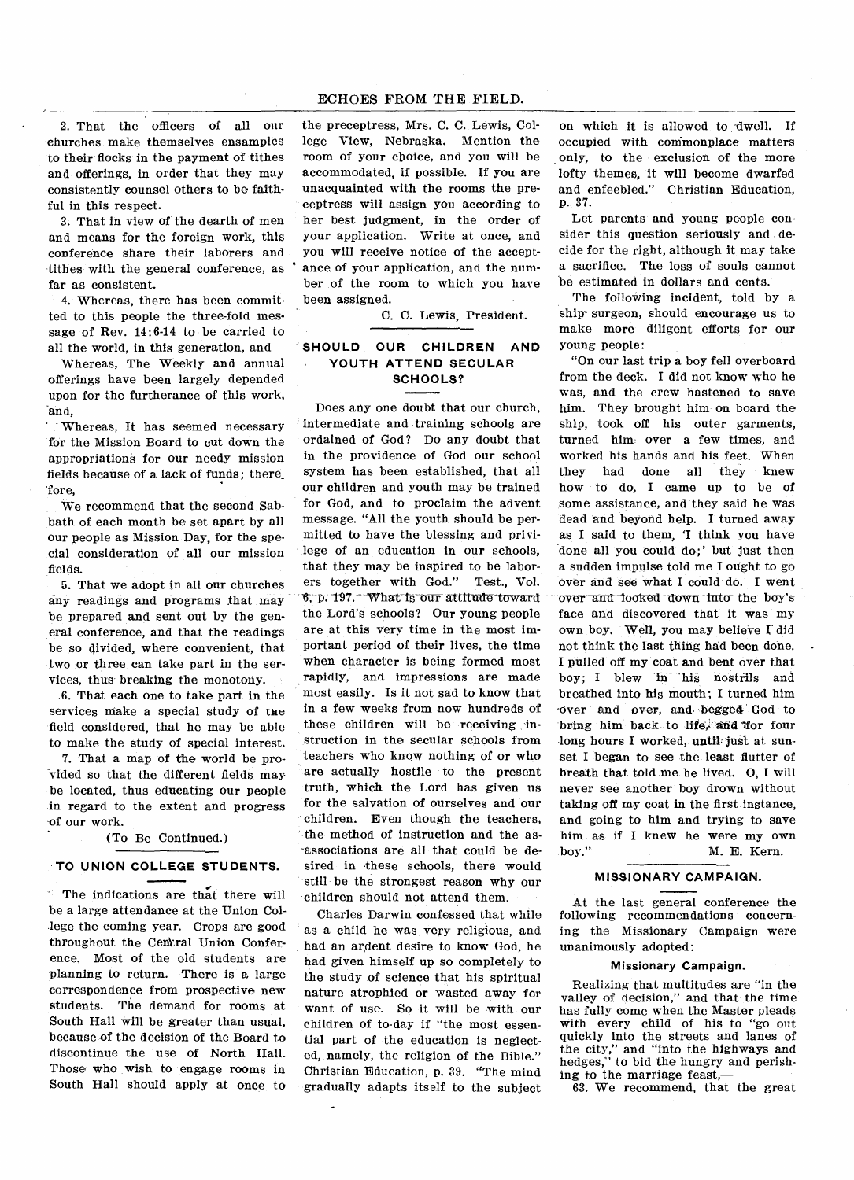2. That the officers of all our churches make themselves ensamples to their flocks in the payment of tithes and offerings, in order that they may consistently counsel others to be faithful in this respect.

3. That in view of the dearth of men and means for the foreign work, this conference share their laborers and tithes with the general conference, as far as consistent.

4. Whereas, there has been committed to this people the three-fold message of Rev. 14:6-14 to be carried to all the world, in this generation, and

Whereas, The Weekly and annual offerings have been largely depended upon for the furtherance of this work, and,

Whereas, It has seemed necessary for the Mission Board to cut down the appropriations for our needy mission fields because of a lack of funds; therefore,

We recommend that the second Sabbath of each month be set apart by all our people as Mission Day, for the special consideration of all our mission fields.

5. That we adopt in all our churches any readings and programs that may be prepared and sent out by the general conference, and that the readings be so divided, where convenient, that two or three can take part in the services, thus breaking the monotony.

6. That each one to take part in the services make a special study of the field considered, that he may be able to make the study of special interest.

7. That a map of the world be provided so that the different fields may be located, thus educating our people in regard to the extent and progress of our work.

(To Be Continued.)

## TO UNION COLLEGE STUDENTS.

The indications are that there will be a large attendance at the Union College the coming year. Crops are good throughout the Central Union Conference. Most of the old students are planning to return. There is a large correspondence from prospective new students. The demand for rooms at South Hall will be greater than usual, because of the decision of the Board to discontinue the use of North Hall. Those who wish to engage rooms in South Hall should apply at once to the preceptress, Mrs. C. C. Lewis, College View, Nebraska. Mention the room of your choice, and you will be accommodated, if possible. If you are unacquainted with the rooms the preceptress will assign you according to her best judgment, in the order of your application. Write at once, and you will receive notice of the acceptance of your application, and the number of the room to which you have been assigned.

C. C. Lewis, President.

## SHOULD OUR CHILDREN AND YOUTH ATTEND SECULAR SCHOOLS?

Does any one doubt that our church, intermediate and training schools are ordained of God? Do any doubt that in the providence of God our school system has been established, that all our children and youth may be trained for God, and to proclaim the advent message. "All the youth should be permitted to have the blessing and privilege of an education in our schools, that they may be inspired to be laborers together with God." Test., Vol. 6, p. 197. What is our attitude toward the Lord's schools? Our young people are at this very time in the most important period of their lives, the time when character is being formed most rapidly, and impressions are made most easily. Is it not sad to know that in a few weeks from now hundreds of these children will be receiving instruction in the secular schools from teachers who know nothing of or who are actually hostile to the present truth, which the Lord has given us for the salvation of ourselves and our children. Even though the teachers, the method of instruction and the associations are all that could be desired in these schools, there would still be the strongest reason why our children should not attend them.

Charles Darwin confessed that while as a child he was very religious, and had an ardent desire to know God, he had given himself up so completely to the study of science that his spiritual nature atrophied or wasted away for want of use. So it will be with our children of to-day if "the most essential part of the education is neglected, namely, the religion of the Bible." Christian Education, p. 39. "The mind gradually adapts itself to the subject on which it is allowed to dwell. If occupied with commonplace matters only, to the exclusion of the more lofty themes, it will become dwarfed and enfeebled." Christian Education, p. 37.

Let parents and young people consider this question seriously and decide for the right, although it may take a sacrifice. The loss of souls cannot be estimated in dollars and cents.

The following incident, told by a ship surgeon, should encourage us to make more diligent efforts for our young people:

"On our last trip a boy fell overboard from the deck. I did not know who he was, and the crew hastened to save him. They brought him on board the ship, took off his outer garments, turned him over a few times, and worked his hands and his feet. When they had done all they knew how to do, I came up to be of some assistance, and they said he was dead and beyond help. I turned away as I said to them, 'I think you have done all you could do;' but just then a sudden impulse told me I ought to go over and see what I could do. I went over and looked down into the boy's face and discovered that it was my own boy. Well, you may believe I did not think the last thing had been done. I pulled off my coat and bent over that boy; I blew in his nostrils and breathed into his mouth; I turned him over and over, and begged God to bring him back to life, and for four long hours I worked, until just at sunset I began to see the least flutter of breath that told me he lived. O, I will never see another boy drown without taking off my coat in the first instance, and going to him and trying to save him as if I knew he were my own boy."

M. E. Kern.

## MISSIONARY CAMPAIGN.

At the last general conference the following recommendations concerning the Missionary Campaign were unanimously adopted:

### Missionary Campaign.

Realizing that multitudes are "in the valley of decision," and that the time has fully come when the Master pleads with every child of his to "go out quickly into the streets and lanes of the city," and "into the highways and hedges," to bid the hungry and perishing to the marriage feast,—

63. We recommend, that the great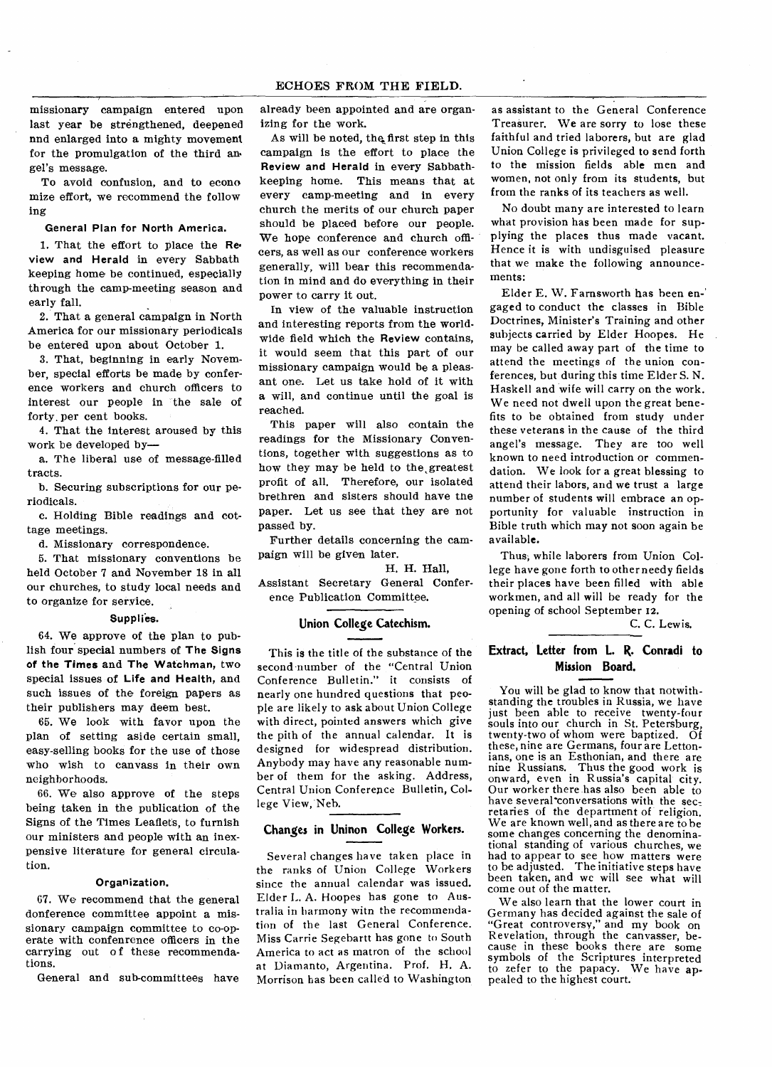missionary campaign entered upon last year be strengthened, deepened nnd enlarged into a mighty movement for the promulgation of the third angel's message.

To avoid confusion, and to economize effort, we recommend the following

**General Plan for North America.**

1. That the effort to place the **Review and Herald** in every Sabbath keeping home be continued, especially through the camp-meeting season and early fall.

2. That a general campaign in North America for our missionary periodicals be entered upon about October 1.

3. That, beginning in early November, special efforts be made by conference workers and church officers to interest our people in the sale of forty per cent books.

4. That the interest aroused by this work be developed by—

a. The liberal use of message-filled tracts.

b. Securing subscriptions for our periodicals.

c. Holding Bible readings and cottage meetings.

d. Missionary correspondence.

5. That missionary conventions be held October 7 and November 18 in all our churches, to study local needs and to organize for service.

**Supplies.**

64. We approve of the plan to publish four special numbers of **The Signs of the Times** and **The Watchman,** two special issues of **Life and Health,** and such issues of the foreign papers as their publishers may deem best.

65. We look with favor upon the plan of setting aside certain small, easy-selling books for the use of those who wish to canvass in their own neighborhoods.

66. We also approve of the steps being taken in the publication of the Signs of the Times Leaflets, to furnish our ministers and people with an inexpensive literature for general circulation.

**Organization.**

67. We recommend that the general donference committee appoint a missionary campaign committee to co-operate with confenrence officers in the carrying out of these recommendations.

General and sub-committees have already been appointed and are organizing for the work.

As will be noted, the first step in this campaign is the effort to place the **Review and Herald** in every Sabbath-keeping home. This means that at every camp-meeting and in every church the merits of our church paper should be placed before our people. We hope conference and church officers, as well as our conference workers generally, will bear this recommendation in mind and do everything in their power to carry it out.

In view of the valuable instruction and interesting reports from the world-wide field which the **Review** contains, it would seem that this part of our missionary campaign would be a pleasant one. Let us take hold of it with a will, and continue until the goal is reached.

This paper will also contain the readings for the Missionary Conventions, together with suggestions as to how they may be held to the greatest profit of all. Therefore, our isolated brethren and sisters should have tne paper. Let us see that they are not passed by.

Further details concerning the campaign will be given later.

H. H. Hall,
Assistant Secretary General Conference Publication Committee.

## Union College Catechism.

This is the title of the substance of the second number of the "Central Union Conference Bulletin." it consists of nearly one hundred questions that people are likely to ask about Union College with direct, pointed answers which give the pith of the annual calendar. It is designed for widespread distribution. Anybody may have any reasonable number of them for the asking. Address, Central Union Conference Bulletin, College View, Neb.

## Changes in Uninon College Workers.

Several changes have taken place in the ranks of Union College Workers since the annual calendar was issued. Elder L. A. Hoopes has gone to Australia in harmony witn the recommendation of the last General Conference. Miss Carrie Segebartt has gone to South America to act as matron of the school at Diamanto, Argentina. Prof. H. A. Morrison has been called to Washington as assistant to the General Conference Treasurer. We are sorry to lose these faithful and tried laborers, but are glad Union College is privileged to send forth to the mission fields able men and women, not only from its students, but from the ranks of its teachers as well.

No doubt many are interested to learn what provision has been made for supplying the places thus made vacant. Hence it is with undisguised pleasure that we make the following announcements:

Elder E. W. Farnsworth has been engaged to conduct the classes in Bible Doctrines, Minister's Training and other subjects carried by Elder Hoopes. He may be called away part of the time to attend the meetings of the union conferences, but during this time Elder S. N. Haskell and wife will carry on the work. We need not dwell upon the great benefits to be obtained from study under these veterans in the cause of the third angel's message. They are too well known to need introduction or commendation. We look for a great blessing to attend their labors, and we trust a large number of students will embrace an opportunity for valuable instruction in Bible truth which may not soon again be available.

Thus, while laborers from Union College have gone forth to other needy fields their places have been filled with able workmen, and all will be ready for the opening of school September 12.

C. C. Lewis.

## Extract, Letter from L. R. Conradi to Mission Board.

You will be glad to know that notwithstanding the troubles in Russia, we have just been able to receive twenty-four souls into our church in St. Petersburg, twenty-two of whom were baptized. Of these, nine are Germans, four are Lettonians, one is an Esthonian, and there are nine Russians. Thus the good work is onward, even in Russia's capital city. Our worker there has also been able to have several conversations with the secretaries of the department of religion. We are known well, and as there are to be some changes concerning the denominational standing of various churches, we had to appear to see how matters were to be adjusted. The initiative steps have been taken, and we will see what will come out of the matter.

We also learn that the lower court in Germany has decided against the sale of "Great controversy," and my book on Revelation, through the canvasser, because in these books there are some symbols of the Scriptures interpreted to zefer to the papacy. We have appealed to the highest court.